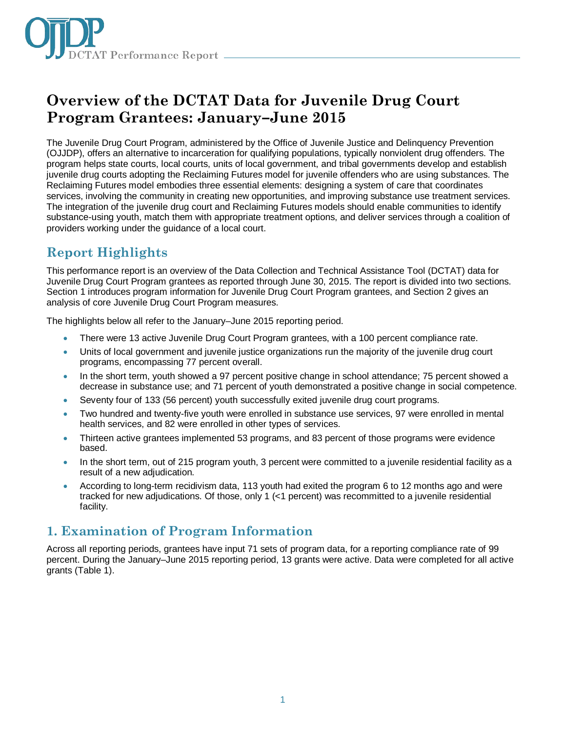# Overview of the DCTAT Data for Juvenile Drug Court Program Grantees: January–June 2015

The Juvenile Drug Court Program, administered by the Office of Juvenile Justice and Delinquency Prevention (OJJDP), offers an alternative to incarceration for qualifying populations, typically nonviolent drug offenders. The program helps state courts, local courts, units of local government, and tribal governments develop and establish juvenile drug courts adopting the Reclaiming Futures model for juvenile offenders who are using substances. The Reclaiming Futures model embodies three essential elements: designing a system of care that coordinates services, involving the community in creating new opportunities, and improving substance use treatment services. The integration of the juvenile drug court and Reclaiming Futures models should enable communities to identify substance-using youth, match them with appropriate treatment options, and deliver services through a coalition of providers working under the guidance of a local court.

## Report Highlights

This performance report is an overview of the Data Collection and Technical Assistance Tool (DCTAT) data for Juvenile Drug Court Program grantees as reported through June 30, 2015. The report is divided into two sections. Section 1 introduces program information for Juvenile Drug Court Program grantees, and Section 2 gives an analysis of core Juvenile Drug Court Program measures.

The highlights below all refer to the January–June 2015 reporting period.

- There were 13 active Juvenile Drug Court Program grantees, with a 100 percent compliance rate.
- Units of local government and juvenile justice organizations run the majority of the juvenile drug court programs, encompassing 77 percent overall.
- In the short term, youth showed a 97 percent positive change in school attendance; 75 percent showed a decrease in substance use; and 71 percent of youth demonstrated a positive change in social competence.
- Seventy four of 133 (56 percent) youth successfully exited juvenile drug court programs.
- Two hundred and twenty-five youth were enrolled in substance use services, 97 were enrolled in mental health services, and 82 were enrolled in other types of services.
- Thirteen active grantees implemented 53 programs, and 83 percent of those programs were evidence based.
- In the short term, out of 215 program youth, 3 percent were committed to a juvenile residential facility as a result of a new adjudication.
- According to long-term recidivism data, 113 youth had exited the program 6 to 12 months ago and were tracked for new adjudications. Of those, only 1 (<1 percent) was recommitted to a juvenile residential facility.

## 1. Examination of Program Information

Across all reporting periods, grantees have input 71 sets of program data, for a reporting compliance rate of 99 percent. During the January–June 2015 reporting period, 13 grants were active. Data were completed for all active grants (Table 1).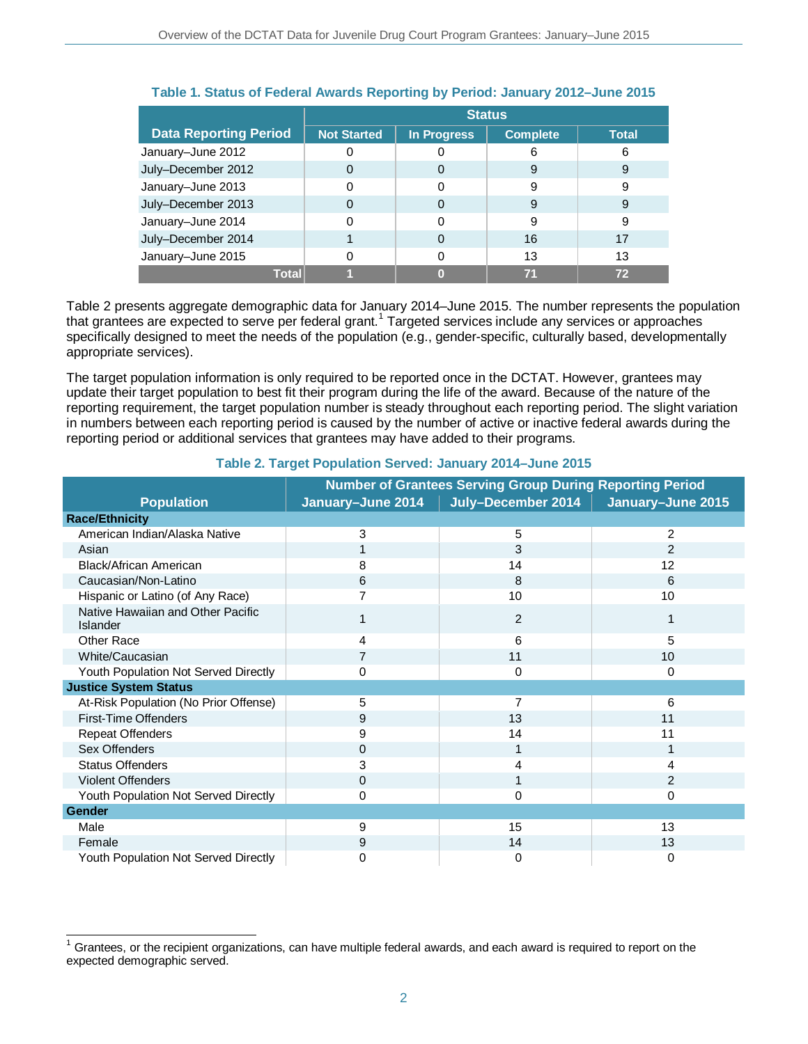**Table 1. Status of Federal Awards Reporting by Period: January 2012–June 2015**

| Data Reporting Period | Status | | | |
|---|---|---|---|---|
| | Not Started | In Progress | Complete | Total |
| January–June 2012 | 0 | 0 | 6 | 6 |
| July–December 2012 | 0 | 0 | 9 | 9 |
| January–June 2013 | 0 | 0 | 9 | 9 |
| July–December 2013 | 0 | 0 | 9 | 9 |
| January–June 2014 | 0 | 0 | 9 | 9 |
| July–December 2014 | 1 | 0 | 16 | 17 |
| January–June 2015 | 0 | 0 | 13 | 13 |
| **Total** | **1** | **0** | **71** | **72** |

Table 2 presents aggregate demographic data for January 2014–June 2015. The number represents the population that grantees are expected to serve per federal grant.[1] Targeted services include any services or approaches specifically designed to meet the needs of the population (e.g., gender-specific, culturally based, developmentally appropriate services).

The target population information is only required to be reported once in the DCTAT. However, grantees may update their target population to best fit their program during the life of the award. Because of the nature of the reporting requirement, the target population number is steady throughout each reporting period. The slight variation in numbers between each reporting period is caused by the number of active or inactive federal awards during the reporting period or additional services that grantees may have added to their programs.

**Table 2. Target Population Served: January 2014–June 2015**

| Population | Number of Grantees Serving Group During Reporting Period | | |
|---|---|---|---|
| | January–June 2014 | July–December 2014 | January–June 2015 |
| **Race/Ethnicity** | | | |
| American Indian/Alaska Native | 3 | 5 | 2 |
| Asian | 1 | 3 | 2 |
| Black/African American | 8 | 14 | 12 |
| Caucasian/Non-Latino | 6 | 8 | 6 |
| Hispanic or Latino (of Any Race) | 7 | 10 | 10 |
| Native Hawaiian and Other Pacific Islander | 1 | 2 | 1 |
| Other Race | 4 | 6 | 5 |
| White/Caucasian | 7 | 11 | 10 |
| Youth Population Not Served Directly | 0 | 0 | 0 |
| **Justice System Status** | | | |
| At-Risk Population (No Prior Offense) | 5 | 7 | 6 |
| First-Time Offenders | 9 | 13 | 11 |
| Repeat Offenders | 9 | 14 | 11 |
| Sex Offenders | 0 | 1 | 1 |
| Status Offenders | 3 | 4 | 4 |
| Violent Offenders | 0 | 1 | 2 |
| Youth Population Not Served Directly | 0 | 0 | 0 |
| **Gender** | | | |
| Male | 9 | 15 | 13 |
| Female | 9 | 14 | 13 |
| Youth Population Not Served Directly | 0 | 0 | 0 |

[1] Grantees, or the recipient organizations, can have multiple federal awards, and each award is required to report on the expected demographic served.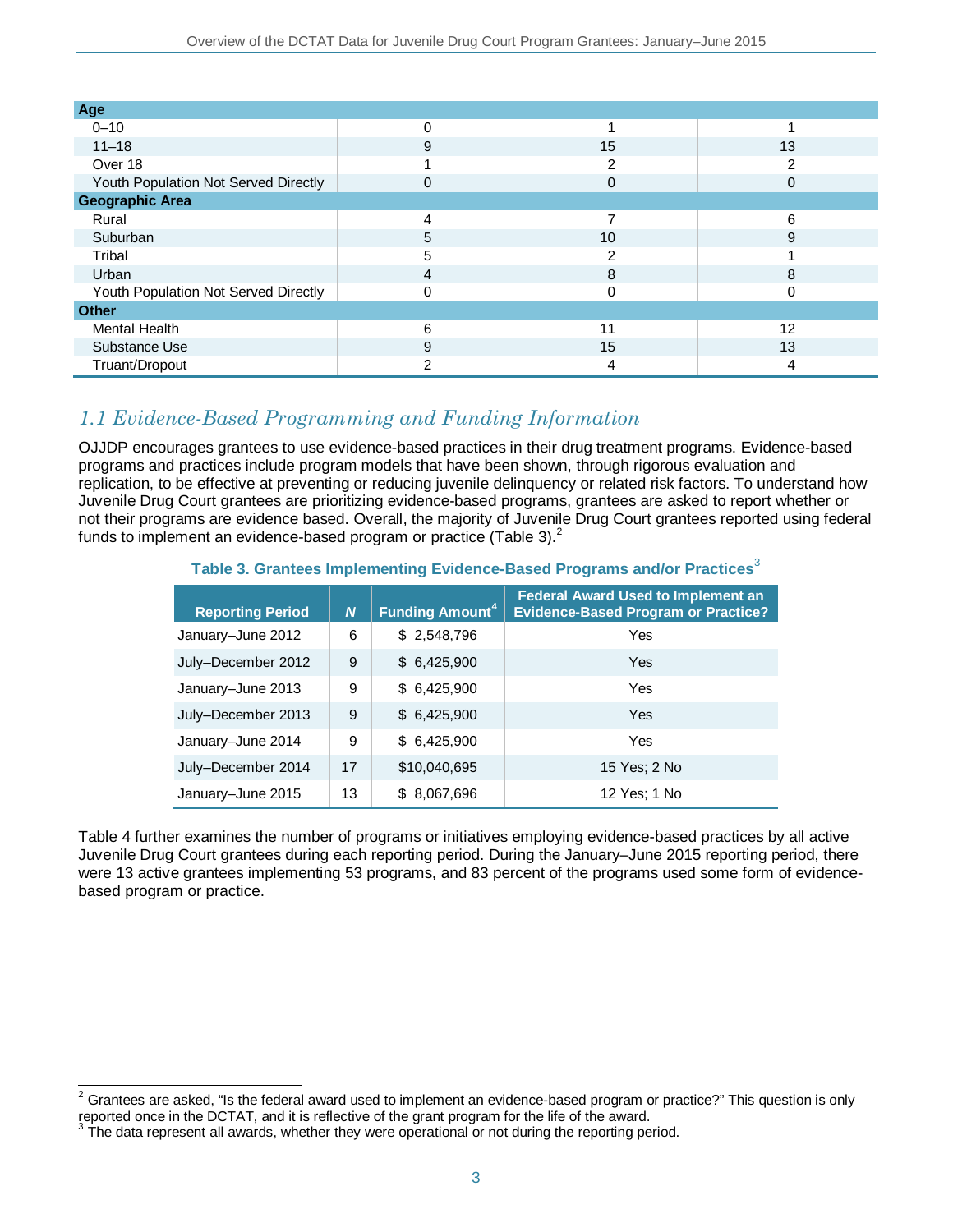| Age | | | |
|---|---|---|---|
| 0–10 | 0 | 1 | 1 |
| 11–18 | 9 | 15 | 13 |
| Over 18 | 1 | 2 | 2 |
| Youth Population Not Served Directly | 0 | 0 | 0 |
| **Geographic Area** | | | |
| Rural | 4 | 7 | 6 |
| Suburban | 5 | 10 | 9 |
| Tribal | 5 | 2 | 1 |
| Urban | 4 | 8 | 8 |
| Youth Population Not Served Directly | 0 | 0 | 0 |
| **Other** | | | |
| Mental Health | 6 | 11 | 12 |
| Substance Use | 9 | 15 | 13 |
| Truant/Dropout | 2 | 4 | 4 |

## *1.1 Evidence-Based Programming and Funding Information*

OJJDP encourages grantees to use evidence-based practices in their drug treatment programs. Evidence-based programs and practices include program models that have been shown, through rigorous evaluation and replication, to be effective at preventing or reducing juvenile delinquency or related risk factors. To understand how Juvenile Drug Court grantees are prioritizing evidence-based programs, grantees are asked to report whether or not their programs are evidence based. Overall, the majority of Juvenile Drug Court grantees reported using federal funds to implement an evidence-based program or practice (Table 3).[2]

**Table 3. Grantees Implementing Evidence-Based Programs and/or Practices[3]**

| Reporting Period | *N* | Funding Amount[4] | Federal Award Used to Implement an Evidence-Based Program or Practice? |
|---|---|---|---|
| January–June 2012 | 6 | $ 2,548,796 | Yes |
| July–December 2012 | 9 | $ 6,425,900 | Yes |
| January–June 2013 | 9 | $ 6,425,900 | Yes |
| July–December 2013 | 9 | $ 6,425,900 | Yes |
| January–June 2014 | 9 | $ 6,425,900 | Yes |
| July–December 2014 | 17 | $10,040,695 | 15 Yes; 2 No |
| January–June 2015 | 13 | $ 8,067,696 | 12 Yes; 1 No |

Table 4 further examines the number of programs or initiatives employing evidence-based practices by all active Juvenile Drug Court grantees during each reporting period. During the January–June 2015 reporting period, there were 13 active grantees implementing 53 programs, and 83 percent of the programs used some form of evidence-based program or practice.

---

[2] Grantees are asked, "Is the federal award used to implement an evidence-based program or practice?" This question is only reported once in the DCTAT, and it is reflective of the grant program for the life of the award.

[3] The data represent all awards, whether they were operational or not during the reporting period.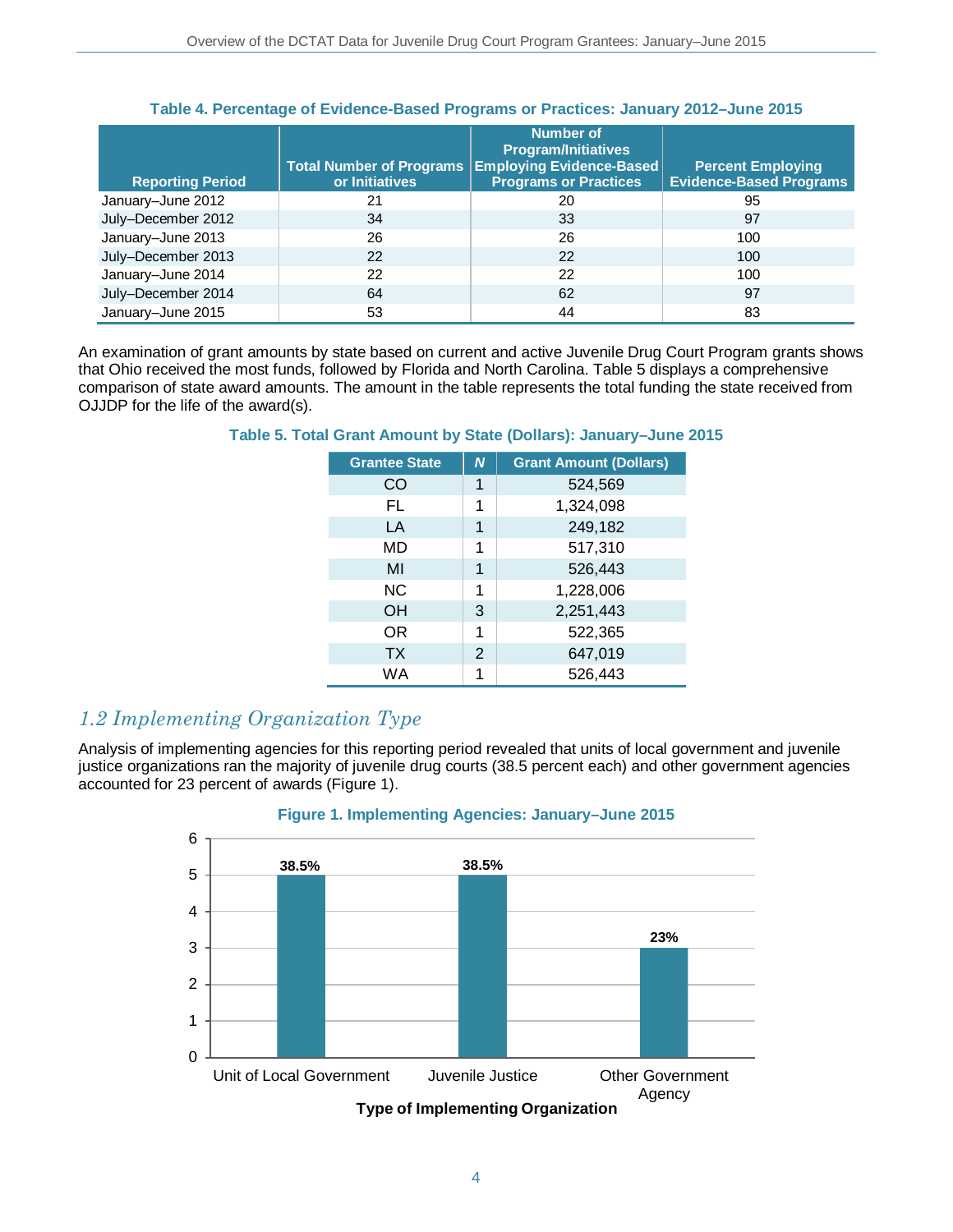**Table 4. Percentage of Evidence-Based Programs or Practices: January 2012–June 2015**

| Reporting Period | Total Number of Programs or Initiatives | Number of Program/Initiatives Employing Evidence-Based Programs or Practices | Percent Employing Evidence-Based Programs |
|---|---|---|---|
| January–June 2012 | 21 | 20 | 95 |
| July–December 2012 | 34 | 33 | 97 |
| January–June 2013 | 26 | 26 | 100 |
| July–December 2013 | 22 | 22 | 100 |
| January–June 2014 | 22 | 22 | 100 |
| July–December 2014 | 64 | 62 | 97 |
| January–June 2015 | 53 | 44 | 83 |

An examination of grant amounts by state based on current and active Juvenile Drug Court Program grants shows that Ohio received the most funds, followed by Florida and North Carolina. Table 5 displays a comprehensive comparison of state award amounts. The amount in the table represents the total funding the state received from OJJDP for the life of the award(s).

**Table 5. Total Grant Amount by State (Dollars): January–June 2015**

| Grantee State | *N* | Grant Amount (Dollars) |
|---|---|---|
| CO | 1 | 524,569 |
| FL | 1 | 1,324,098 |
| LA | 1 | 249,182 |
| MD | 1 | 517,310 |
| MI | 1 | 526,443 |
| NC | 1 | 1,228,006 |
| OH | 3 | 2,251,443 |
| OR | 1 | 522,365 |
| TX | 2 | 647,019 |
| WA | 1 | 526,443 |

## *1.2 Implementing Organization Type*

Analysis of implementing agencies for this reporting period revealed that units of local government and juvenile justice organizations ran the majority of juvenile drug courts (38.5 percent each) and other government agencies accounted for 23 percent of awards (Figure 1).

**Figure 1. Implementing Agencies: January–June 2015**

| Type of Implementing Organization | Number | Percent |
|---|---|---|
| Unit of Local Government | 5 | 38.5% |
| Juvenile Justice | 5 | 38.5% |
| Other Government Agency | 3 | 23% |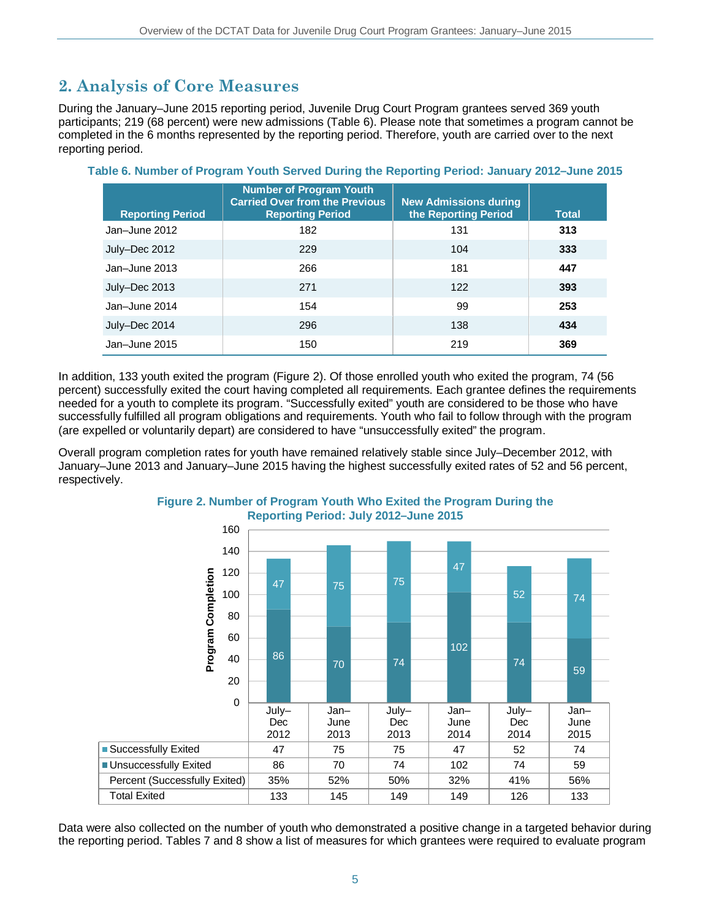## 2. Analysis of Core Measures

During the January–June 2015 reporting period, Juvenile Drug Court Program grantees served 369 youth participants; 219 (68 percent) were new admissions (Table 6). Please note that sometimes a program cannot be completed in the 6 months represented by the reporting period. Therefore, youth are carried over to the next reporting period.

**Table 6. Number of Program Youth Served During the Reporting Period: January 2012–June 2015**

| Reporting Period | Number of Program Youth Carried Over from the Previous Reporting Period | New Admissions during the Reporting Period | Total |
|---|---|---|---|
| Jan–June 2012 | 182 | 131 | **313** |
| July–Dec 2012 | 229 | 104 | **333** |
| Jan–June 2013 | 266 | 181 | **447** |
| July–Dec 2013 | 271 | 122 | **393** |
| Jan–June 2014 | 154 | 99 | **253** |
| July–Dec 2014 | 296 | 138 | **434** |
| Jan–June 2015 | 150 | 219 | **369** |

In addition, 133 youth exited the program (Figure 2). Of those enrolled youth who exited the program, 74 (56 percent) successfully exited the court having completed all requirements. Each grantee defines the requirements needed for a youth to complete its program. "Successfully exited" youth are considered to be those who have successfully fulfilled all program obligations and requirements. Youth who fail to follow through with the program (are expelled or voluntarily depart) are considered to have "unsuccessfully exited" the program.

Overall program completion rates for youth have remained relatively stable since July–December 2012, with January–June 2013 and January–June 2015 having the highest successfully exited rates of 52 and 56 percent, respectively.

**Figure 2. Number of Program Youth Who Exited the Program During the Reporting Period: July 2012–June 2015**

| | July–Dec 2012 | Jan–June 2013 | July–Dec 2013 | Jan–June 2014 | July–Dec 2014 | Jan–June 2015 |
|---|---|---|---|---|---|---|
| Successfully Exited | 47 | 75 | 75 | 47 | 52 | 74 |
| Unsuccessfully Exited | 86 | 70 | 74 | 102 | 74 | 59 |
| Percent (Successfully Exited) | 35% | 52% | 50% | 32% | 41% | 56% |
| Total Exited | 133 | 145 | 149 | 149 | 126 | 133 |

Data were also collected on the number of youth who demonstrated a positive change in a targeted behavior during the reporting period. Tables 7 and 8 show a list of measures for which grantees were required to evaluate program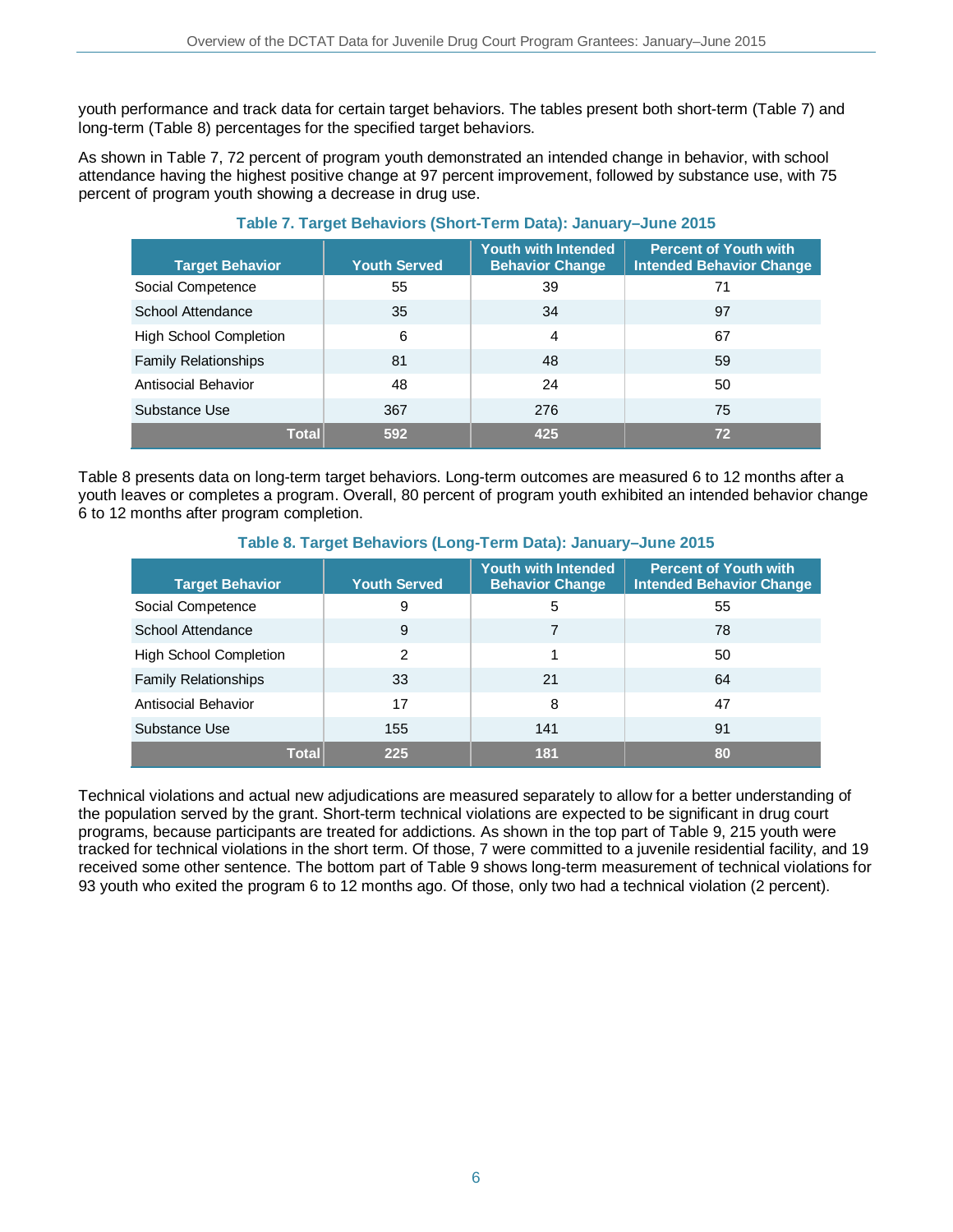youth performance and track data for certain target behaviors. The tables present both short-term (Table 7) and long-term (Table 8) percentages for the specified target behaviors.

As shown in Table 7, 72 percent of program youth demonstrated an intended change in behavior, with school attendance having the highest positive change at 97 percent improvement, followed by substance use, with 75 percent of program youth showing a decrease in drug use.

**Table 7. Target Behaviors (Short-Term Data): January–June 2015**

| Target Behavior | Youth Served | Youth with Intended Behavior Change | Percent of Youth with Intended Behavior Change |
|---|---|---|---|
| Social Competence | 55 | 39 | 71 |
| School Attendance | 35 | 34 | 97 |
| High School Completion | 6 | 4 | 67 |
| Family Relationships | 81 | 48 | 59 |
| Antisocial Behavior | 48 | 24 | 50 |
| Substance Use | 367 | 276 | 75 |
| **Total** | **592** | **425** | **72** |

Table 8 presents data on long-term target behaviors. Long-term outcomes are measured 6 to 12 months after a youth leaves or completes a program. Overall, 80 percent of program youth exhibited an intended behavior change 6 to 12 months after program completion.

**Table 8. Target Behaviors (Long-Term Data): January–June 2015**

| Target Behavior | Youth Served | Youth with Intended Behavior Change | Percent of Youth with Intended Behavior Change |
|---|---|---|---|
| Social Competence | 9 | 5 | 55 |
| School Attendance | 9 | 7 | 78 |
| High School Completion | 2 | 1 | 50 |
| Family Relationships | 33 | 21 | 64 |
| Antisocial Behavior | 17 | 8 | 47 |
| Substance Use | 155 | 141 | 91 |
| **Total** | **225** | **181** | **80** |

Technical violations and actual new adjudications are measured separately to allow for a better understanding of the population served by the grant. Short-term technical violations are expected to be significant in drug court programs, because participants are treated for addictions. As shown in the top part of Table 9, 215 youth were tracked for technical violations in the short term. Of those, 7 were committed to a juvenile residential facility, and 19 received some other sentence. The bottom part of Table 9 shows long-term measurement of technical violations for 93 youth who exited the program 6 to 12 months ago. Of those, only two had a technical violation (2 percent).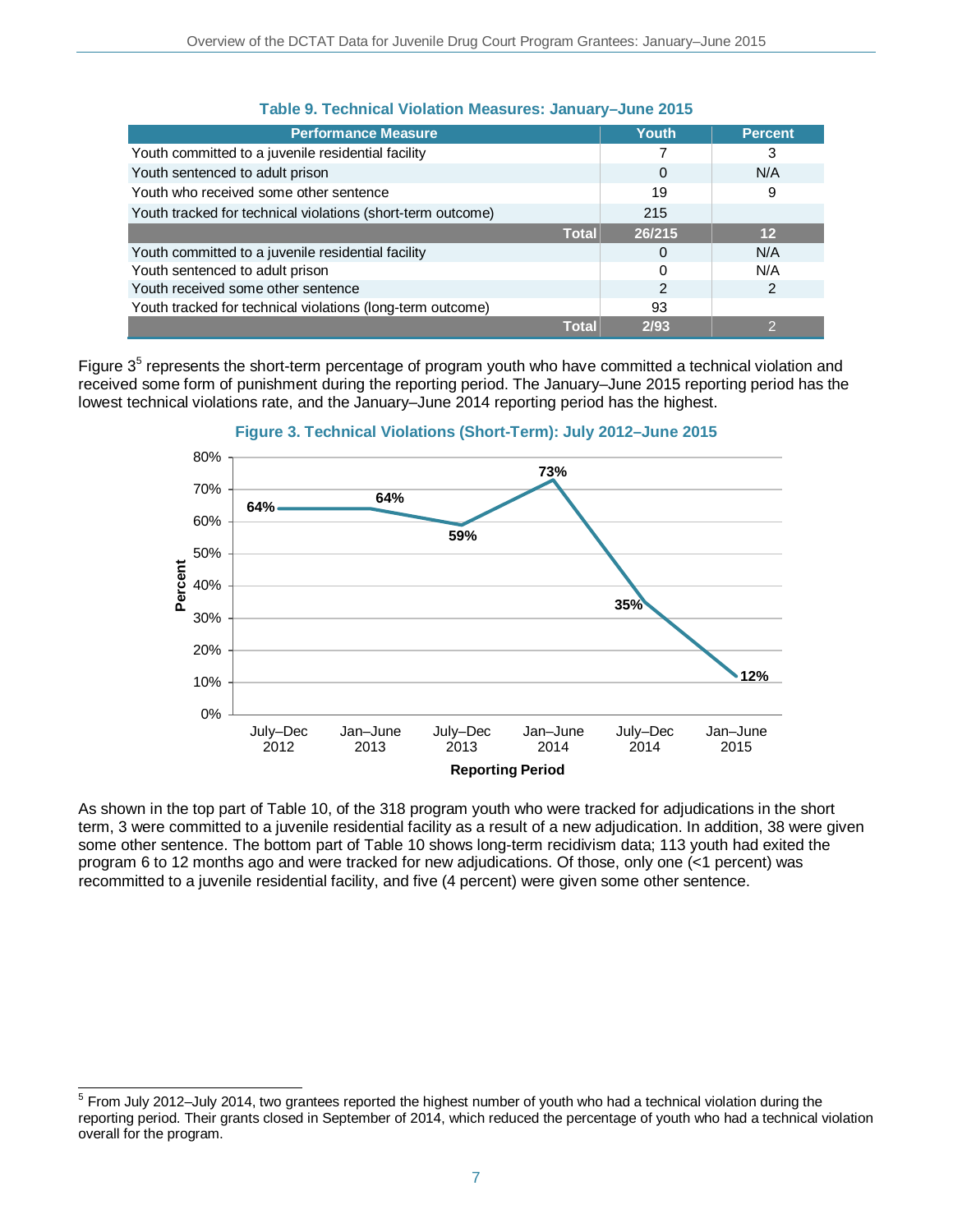**Table 9. Technical Violation Measures: January–June 2015**

| Performance Measure | Youth | Percent |
|---|---|---|
| Youth committed to a juvenile residential facility | 7 | 3 |
| Youth sentenced to adult prison | 0 | N/A |
| Youth who received some other sentence | 19 | 9 |
| Youth tracked for technical violations (short-term outcome) | 215 | |
| **Total** | **26/215** | **12** |
| Youth committed to a juvenile residential facility | 0 | N/A |
| Youth sentenced to adult prison | 0 | N/A |
| Youth received some other sentence | 2 | 2 |
| Youth tracked for technical violations (long-term outcome) | 93 | |
| **Total** | **2/93** | 2 |

Figure 3[5] represents the short-term percentage of program youth who have committed a technical violation and received some form of punishment during the reporting period. The January–June 2015 reporting period has the lowest technical violations rate, and the January–June 2014 reporting period has the highest.

**Figure 3. Technical Violations (Short-Term): July 2012–June 2015**

| Reporting Period | Percent |
|---|---|
| July–Dec 2012 | 64% |
| Jan–June 2013 | 64% |
| July–Dec 2013 | 59% |
| Jan–June 2014 | 73% |
| July–Dec 2014 | 35% |
| Jan–June 2015 | 12% |

As shown in the top part of Table 10, of the 318 program youth who were tracked for adjudications in the short term, 3 were committed to a juvenile residential facility as a result of a new adjudication. In addition, 38 were given some other sentence. The bottom part of Table 10 shows long-term recidivism data; 113 youth had exited the program 6 to 12 months ago and were tracked for new adjudications. Of those, only one (<1 percent) was recommitted to a juvenile residential facility, and five (4 percent) were given some other sentence.

[5] From July 2012–July 2014, two grantees reported the highest number of youth who had a technical violation during the reporting period. Their grants closed in September of 2014, which reduced the percentage of youth who had a technical violation overall for the program.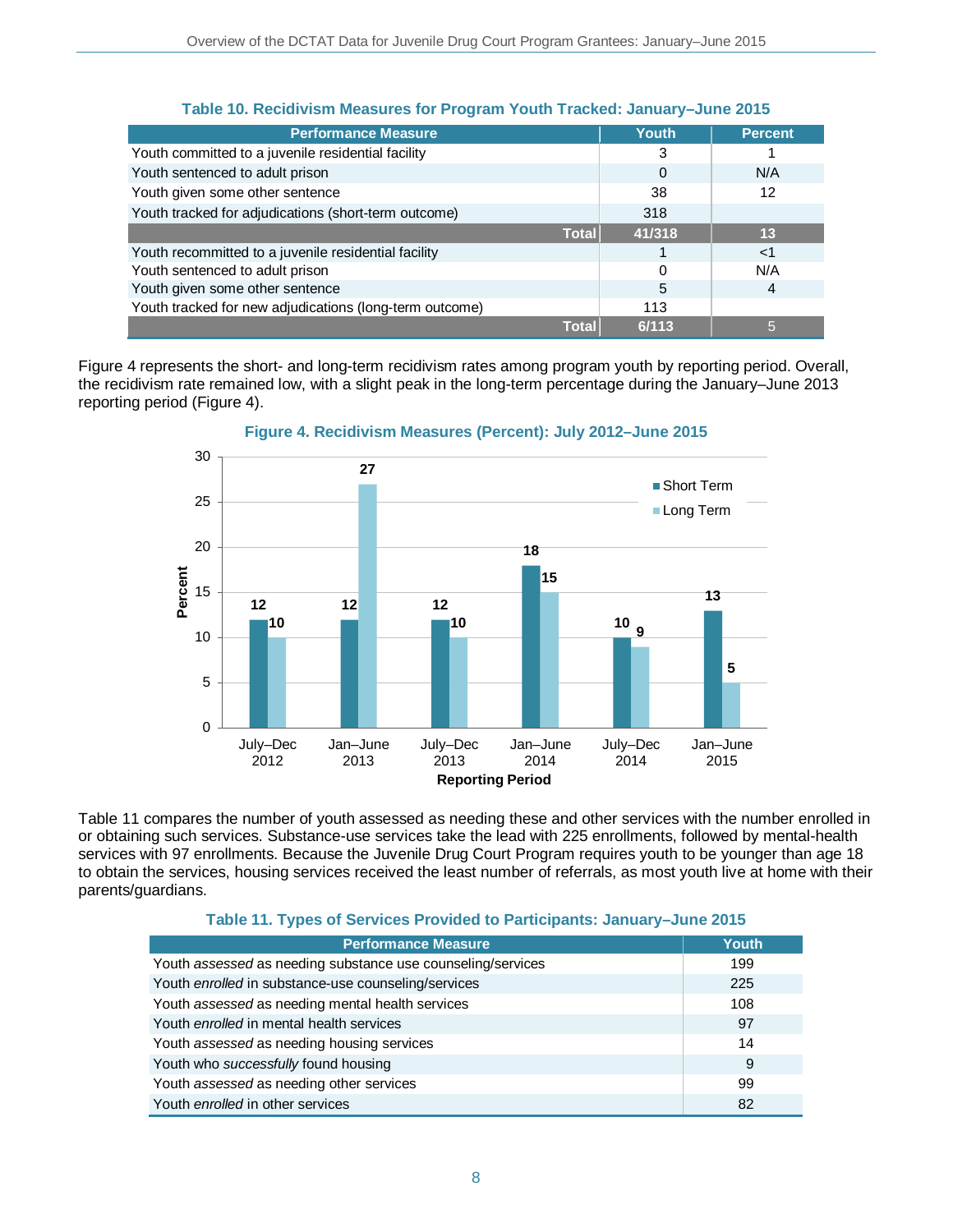**Table 10. Recidivism Measures for Program Youth Tracked: January–June 2015**

| Performance Measure | Youth | Percent |
|---|---|---|
| Youth committed to a juvenile residential facility | 3 | 1 |
| Youth sentenced to adult prison | 0 | N/A |
| Youth given some other sentence | 38 | 12 |
| Youth tracked for adjudications (short-term outcome) | 318 | |
| **Total** | **41/318** | **13** |
| Youth recommitted to a juvenile residential facility | 1 | <1 |
| Youth sentenced to adult prison | 0 | N/A |
| Youth given some other sentence | 5 | 4 |
| Youth tracked for new adjudications (long-term outcome) | 113 | |
| **Total** | **6/113** | 5 |

Figure 4 represents the short- and long-term recidivism rates among program youth by reporting period. Overall, the recidivism rate remained low, with a slight peak in the long-term percentage during the January–June 2013 reporting period (Figure 4).

**Figure 4. Recidivism Measures (Percent): July 2012–June 2015**

| Reporting Period | Short Term | Long Term |
|---|---|---|
| July–Dec 2012 | 12 | 10 |
| Jan–June 2013 | 12 | 27 |
| July–Dec 2013 | 12 | 10 |
| Jan–June 2014 | 18 | 15 |
| July–Dec 2014 | 10 | 9 |
| Jan–June 2015 | 13 | 5 |

Table 11 compares the number of youth assessed as needing these and other services with the number enrolled in or obtaining such services. Substance-use services take the lead with 225 enrollments, followed by mental-health services with 97 enrollments. Because the Juvenile Drug Court Program requires youth to be younger than age 18 to obtain the services, housing services received the least number of referrals, as most youth live at home with their parents/guardians.

**Table 11. Types of Services Provided to Participants: January–June 2015**

| Performance Measure | Youth |
|---|---|
| Youth *assessed* as needing substance use counseling/services | 199 |
| Youth *enrolled* in substance-use counseling/services | 225 |
| Youth *assessed* as needing mental health services | 108 |
| Youth *enrolled* in mental health services | 97 |
| Youth *assessed* as needing housing services | 14 |
| Youth who *successfully* found housing | 9 |
| Youth *assessed* as needing other services | 99 |
| Youth *enrolled* in other services | 82 |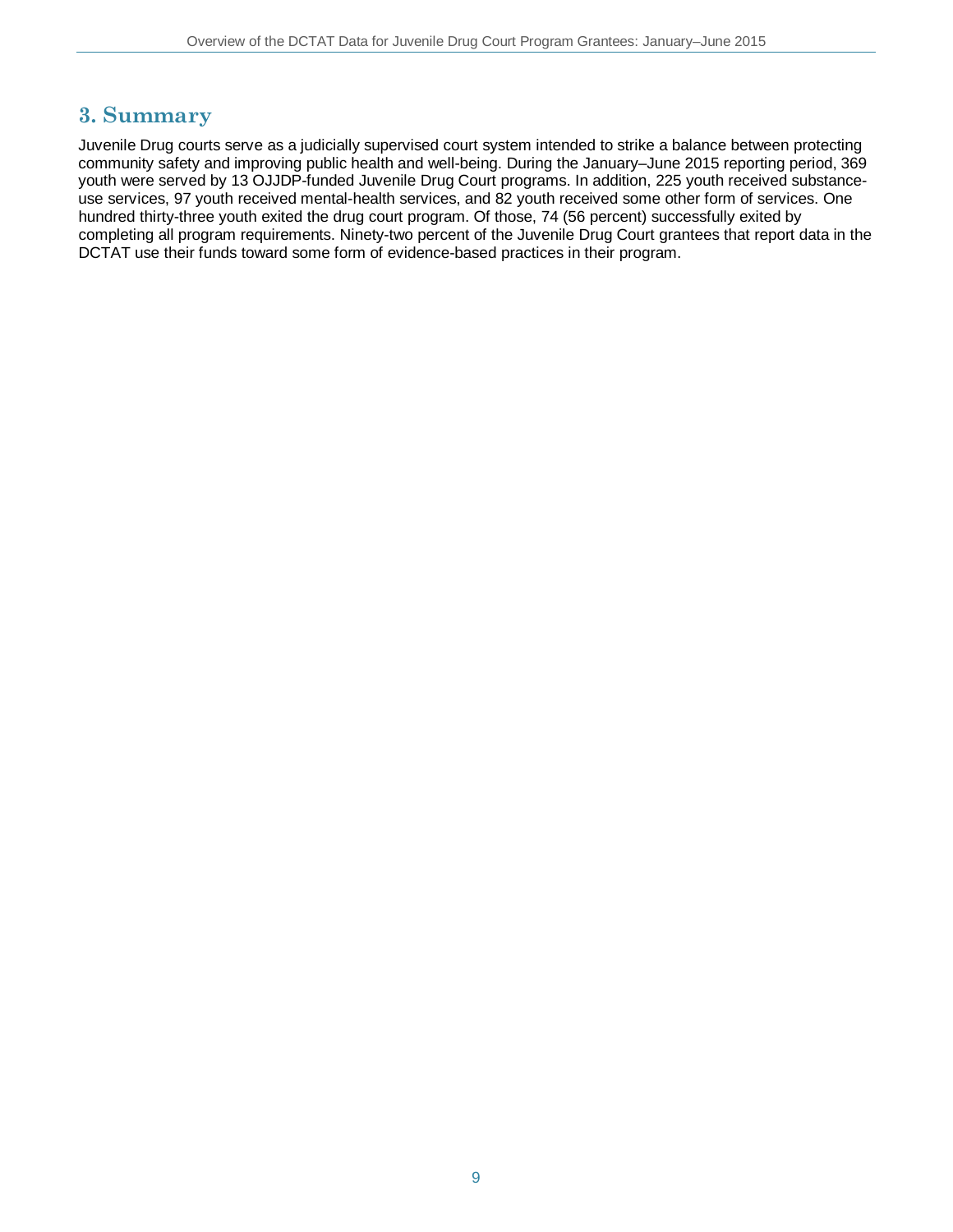## 3. Summary

Juvenile Drug courts serve as a judicially supervised court system intended to strike a balance between protecting community safety and improving public health and well-being. During the January–June 2015 reporting period, 369 youth were served by 13 OJJDP-funded Juvenile Drug Court programs. In addition, 225 youth received substance-use services, 97 youth received mental-health services, and 82 youth received some other form of services. One hundred thirty-three youth exited the drug court program. Of those, 74 (56 percent) successfully exited by completing all program requirements. Ninety-two percent of the Juvenile Drug Court grantees that report data in the DCTAT use their funds toward some form of evidence-based practices in their program.